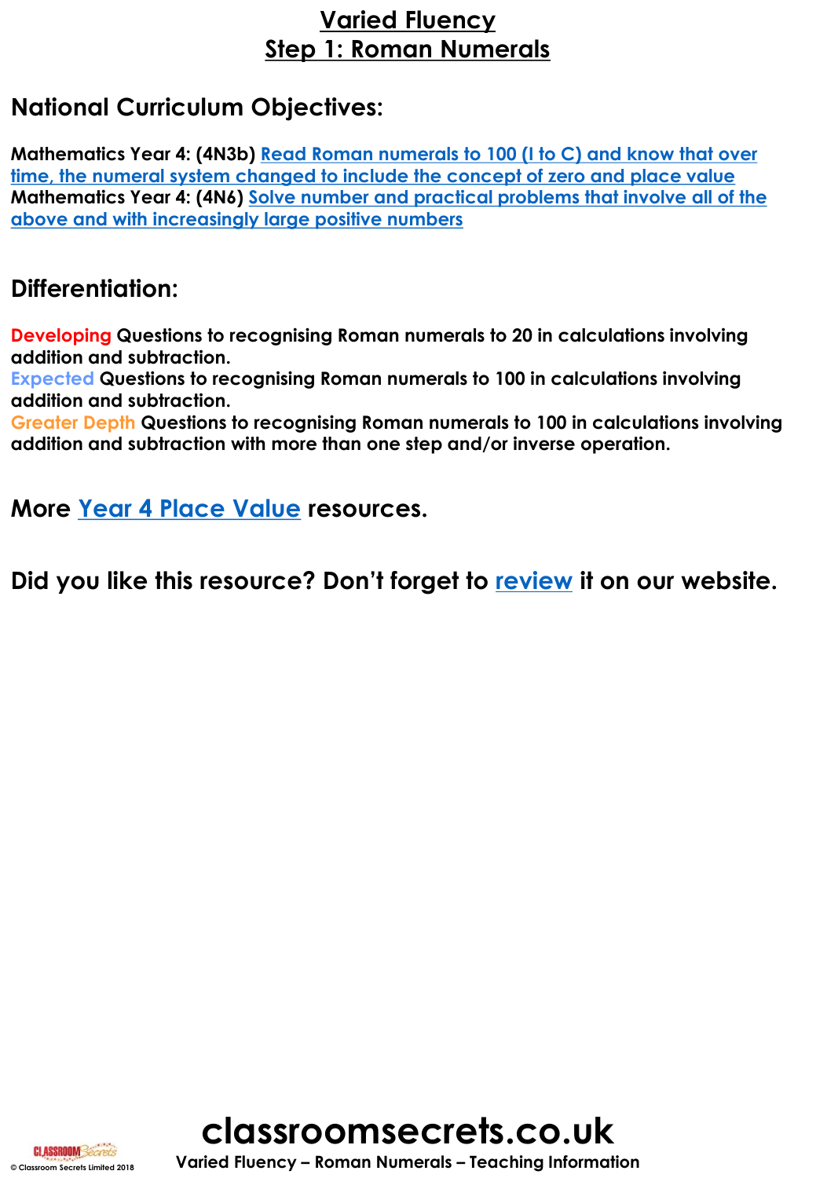# Varied Fluency
## Step 1: Roman Numerals

## National Curriculum Objectives:

**Mathematics Year 4: (4N3b)** Read Roman numerals to 100 (I to C) and know that over time, the numeral system changed to include the concept of zero and place value
**Mathematics Year 4: (4N6)** Solve number and practical problems that involve all of the above and with increasingly large positive numbers

## Differentiation:

**Developing** Questions to recognising Roman numerals to 20 in calculations involving addition and subtraction.
**Expected** Questions to recognising Roman numerals to 100 in calculations involving addition and subtraction.
**Greater Depth** Questions to recognising Roman numerals to 100 in calculations involving addition and subtraction with more than one step and/or inverse operation.

**More Year 4 Place Value resources.**

**Did you like this resource? Don't forget to review it on our website.**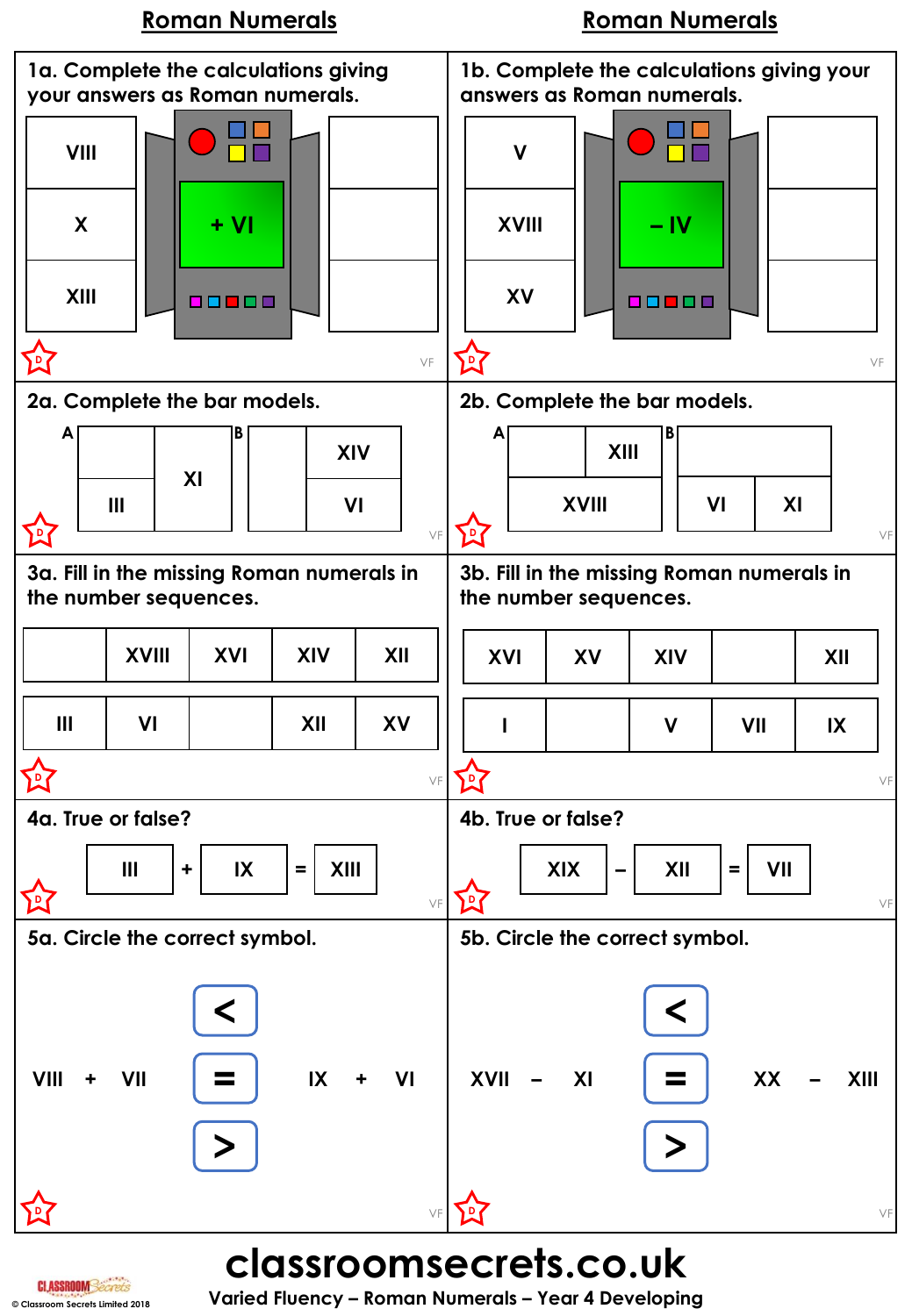# Roman Numerals

## 1a. Complete the calculations giving your answers as Roman numerals.

| Input | Machine | Output |
|---|---|---|
| VIII | + VI | |
| X | | |
| XIII | | |

## 1b. Complete the calculations giving your answers as Roman numerals.

| Input | Machine | Output |
|---|---|---|
| V | – IV | |
| XVIII | | |
| XV | | |

## 2a. Complete the bar models.

A

| | XI |
|---|---|
| III | |

B

| | XIV |
|---|---|
| | VI |

## 2b. Complete the bar models.

A

| | XIII |
|---|---|
| XVIII | |

B

| | |
|---|---|
| VI | XI |

## 3a. Fill in the missing Roman numerals in the number sequences.

| | XVIII | XVI | XIV | XII |
|---|---|---|---|---|

| III | VI | | XII | XV |
|---|---|---|---|---|

## 3b. Fill in the missing Roman numerals in the number sequences.

| XVI | XV | XIV | | XII |
|---|---|---|---|---|

| I | | V | VII | IX |
|---|---|---|---|---|

## 4a. True or false?

III + IX = XIII

## 4b. True or false?

XIX – XII = VII

## 5a. Circle the correct symbol.

VIII + VII &lt; = &gt; IX + VI

## 5b. Circle the correct symbol.

XVII – XI &lt; = &gt; XX – XIII

classroomsecrets.co.uk

Varied Fluency – Roman Numerals – Year 4 Developing

© Classroom Secrets Limited 2018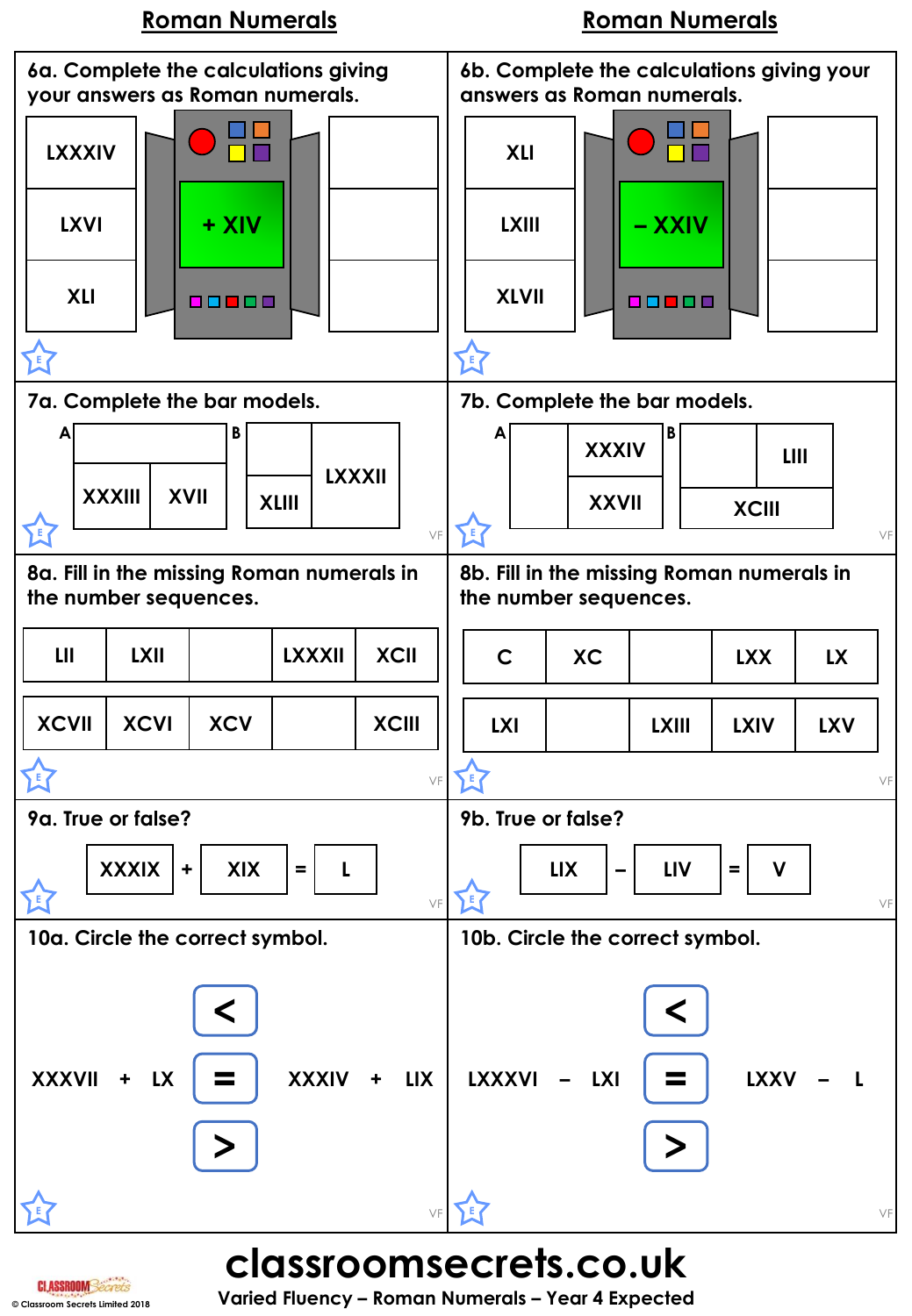## Roman Numerals

### 6a. Complete the calculations giving your answers as Roman numerals.

| Input | Function | Output |
|---|---|---|
| LXXXIV | + XIV | |
| LXVI | | |
| XLI | | |

### 6b. Complete the calculations giving your answers as Roman numerals.

| Input | Function | Output |
|---|---|---|
| XLI | – XXIV | |
| LXIII | | |
| XLVII | | |

### 7a. Complete the bar models.

A

| | |
|---|---|
| | |
| XXXIII | XVII |

B

| | |
|---|---|
| | LXXXII |
| XLIII | |

### 7b. Complete the bar models.

A

| | |
|---|---|
| | XXXIV |
| | XXVII |

B

| | |
|---|---|
| | LIII |
| XCIII | |

### 8a. Fill in the missing Roman numerals in the number sequences.

| LII | LXII | | LXXXII | XCII |
|---|---|---|---|---|

| XCVII | XCVI | XCV | | XCIII |
|---|---|---|---|---|

### 8b. Fill in the missing Roman numerals in the number sequences.

| C | XC | | LXX | LX |
|---|---|---|---|---|

| LXI | | LXIII | LXIV | LXV |
|---|---|---|---|---|

### 9a. True or false?

XXXIX + XIX = L

### 9b. True or false?

LIX – LIV = V

### 10a. Circle the correct symbol.

XXXVII + LX ( < / = / > ) XXXIV + LIX

### 10b. Circle the correct symbol.

LXXXVI – LXI ( < / = / > ) LXXV – L

**classroomsecrets.co.uk**

Varied Fluency – Roman Numerals – Year 4 Expected

© Classroom Secrets Limited 2018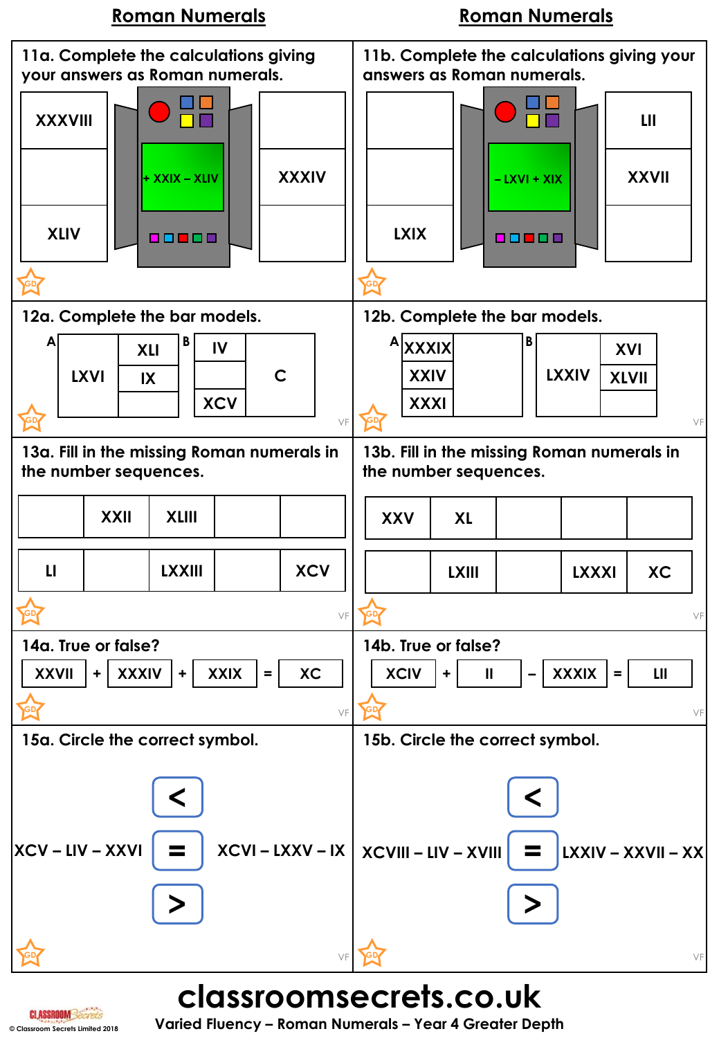# Roman Numerals

## 11a. Complete the calculations giving your answers as Roman numerals.

| Input | Machine | Output |
|---|---|---|
| XXXVIII | + XXIX – XLIV | |
| | + XXIX – XLIV | XXXIV |
| XLIV | + XXIX – XLIV | |

## 11b. Complete the calculations giving your answers as Roman numerals.

| Input | Machine | Output |
|---|---|---|
| | – LXVI + XIX | LII |
| | – LXVI + XIX | XXVII |
| LXIX | – LXVI + XIX | |

## 12a. Complete the bar models.

A

| Whole | Parts |
|---|---|
| LXVI | XLI |
| | IX |
| | |

B

| Parts | Whole |
|---|---|
| IV | C |
| | |
| XCV | |

## 12b. Complete the bar models.

A

| Parts | Whole |
|---|---|
| XXXIX | |
| XXIV | |
| XXXI | |

B

| Whole | Parts |
|---|---|
| LXXIV | XVI |
| | XLVII |
| | |

## 13a. Fill in the missing Roman numerals in the number sequences.

| | XXII | XLIII | | |
|---|---|---|---|---|

| LI | | LXXIII | | XCV |
|---|---|---|---|---|

## 13b. Fill in the missing Roman numerals in the number sequences.

| XXV | XL | | | |
|---|---|---|---|---|

| | LXIII | | LXXXI | XC |
|---|---|---|---|---|

## 14a. True or false?

XXVII + XXXIV + XXIX = XC

## 14b. True or false?

XCIV + II – XXXIX = LII

## 15a. Circle the correct symbol.

XCV – LIV – XXVI  < = >  XCVI – LXXV – IX

## 15b. Circle the correct symbol.

XCVIII – LIV – XVIII  < = >  LXXIV – XXVII – XX

**classroomsecrets.co.uk**

Varied Fluency – Roman Numerals – Year 4 Greater Depth

© Classroom Secrets Limited 2018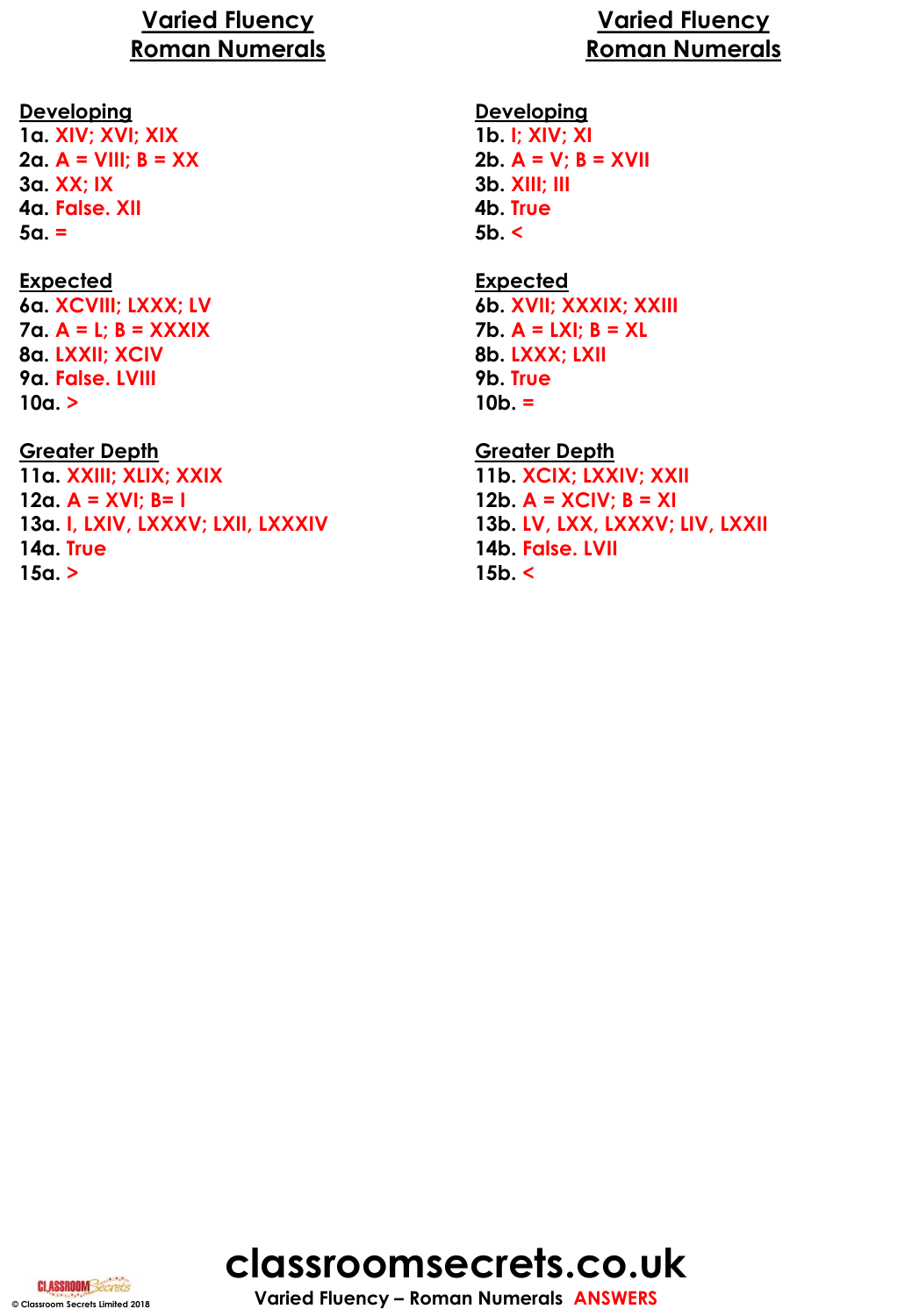# Varied Fluency
# Roman Numerals

## Developing

**1a.** XIV; XVI; XIX
**2a.** A = VIII; B = XX
**3a.** XX; IX
**4a.** False. XII
**5a.** =

## Expected

**6a.** XCVIII; LXXX; LV
**7a.** A = L; B = XXXIX
**8a.** LXXII; XCIV
**9a.** False. LVIII
**10a.** >

## Greater Depth

**11a.** XXIII; XLIX; XXIX
**12a.** A = XVI; B= I
**13a.** I, LXIV, LXXXV; LXII, LXXXIV
**14a.** True
**15a.** >

# Varied Fluency
# Roman Numerals

## Developing

**1b.** I; XIV; XI
**2b.** A = V; B = XVII
**3b.** XIII; III
**4b.** True
**5b.** <

## Expected

**6b.** XVII; XXXIX; XXIII
**7b.** A = LXI; B = XL
**8b.** LXXX; LXII
**9b.** True
**10b.** =

## Greater Depth

**11b.** XCIX; LXXIV; XXII
**12b.** A = XCIV; B = XI
**13b.** LV, LXX, LXXXV; LIV, LXXII
**14b.** False. LVII
**15b.** <

classroomsecrets.co.uk

Varied Fluency – Roman Numerals ANSWERS